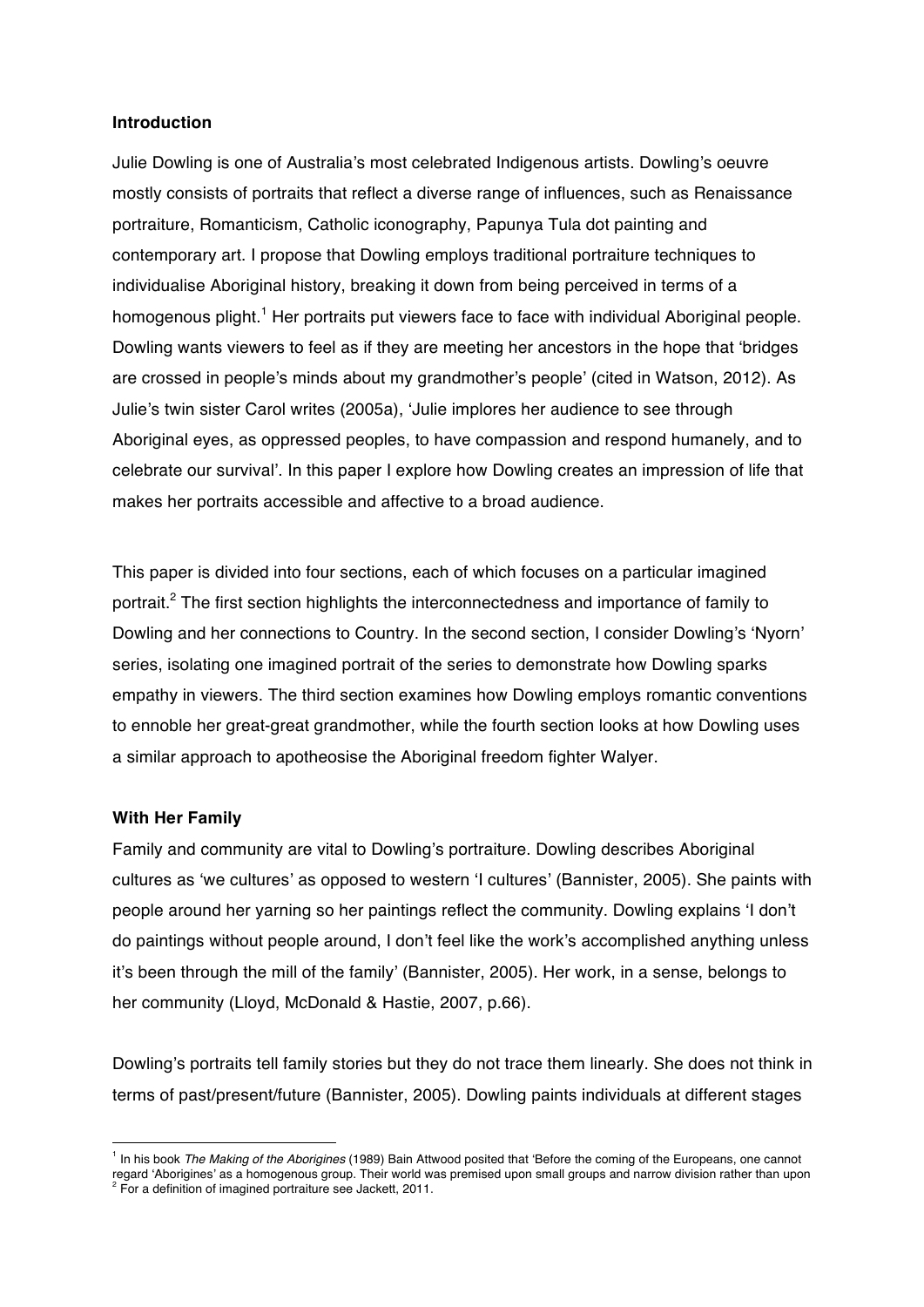**Introduction**

Julie Dowling is one of Australia's most celebrated Indigenous artists. Dowling's oeuvre mostly consists of portraits that reflect a diverse range of influences, such as Renaissance portraiture, Romanticism, Catholic iconography, Papunya Tula dot painting and contemporary art. I propose that Dowling employs traditional portraiture techniques to individualise Aboriginal history, breaking it down from being perceived in terms of a homogenous plight.[1] Her portraits put viewers face to face with individual Aboriginal people. Dowling wants viewers to feel as if they are meeting her ancestors in the hope that 'bridges are crossed in people's minds about my grandmother's people' (cited in Watson, 2012). As Julie's twin sister Carol writes (2005a), 'Julie implores her audience to see through Aboriginal eyes, as oppressed peoples, to have compassion and respond humanely, and to celebrate our survival'. In this paper I explore how Dowling creates an impression of life that makes her portraits accessible and affective to a broad audience.

This paper is divided into four sections, each of which focuses on a particular imagined portrait.[2] The first section highlights the interconnectedness and importance of family to Dowling and her connections to Country. In the second section, I consider Dowling's 'Nyorn' series, isolating one imagined portrait of the series to demonstrate how Dowling sparks empathy in viewers. The third section examines how Dowling employs romantic conventions to ennoble her great-great grandmother, while the fourth section looks at how Dowling uses a similar approach to apotheosise the Aboriginal freedom fighter Walyer.

**With Her Family**

Family and community are vital to Dowling's portraiture. Dowling describes Aboriginal cultures as 'we cultures' as opposed to western 'I cultures' (Bannister, 2005). She paints with people around her yarning so her paintings reflect the community. Dowling explains 'I don't do paintings without people around, I don't feel like the work's accomplished anything unless it's been through the mill of the family' (Bannister, 2005). Her work, in a sense, belongs to her community (Lloyd, McDonald & Hastie, 2007, p.66).

Dowling's portraits tell family stories but they do not trace them linearly. She does not think in terms of past/present/future (Bannister, 2005). Dowling paints individuals at different stages

---

[1] In his book *The Making of the Aborigines* (1989) Bain Attwood posited that 'Before the coming of the Europeans, one cannot regard 'Aborigines' as a homogenous group. Their world was premised upon small groups and narrow division rather than upon

[2] For a definition of imagined portraiture see Jackett, 2011.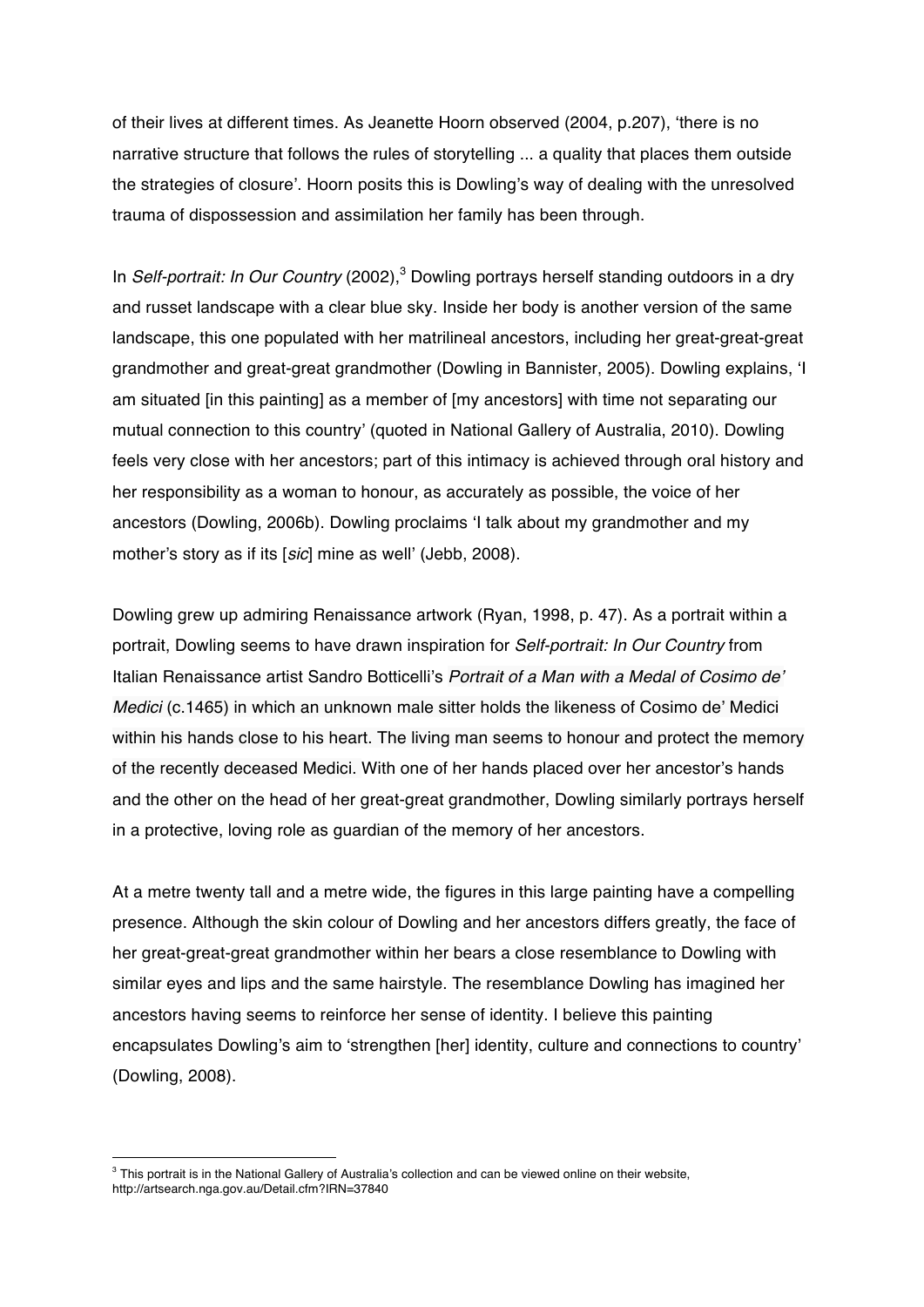of their lives at different times. As Jeanette Hoorn observed (2004, p.207), 'there is no narrative structure that follows the rules of storytelling ... a quality that places them outside the strategies of closure'. Hoorn posits this is Dowling's way of dealing with the unresolved trauma of dispossession and assimilation her family has been through.

In *Self-portrait: In Our Country* (2002),[3] Dowling portrays herself standing outdoors in a dry and russet landscape with a clear blue sky. Inside her body is another version of the same landscape, this one populated with her matrilineal ancestors, including her great-great-great grandmother and great-great grandmother (Dowling in Bannister, 2005). Dowling explains, 'I am situated [in this painting] as a member of [my ancestors] with time not separating our mutual connection to this country' (quoted in National Gallery of Australia, 2010). Dowling feels very close with her ancestors; part of this intimacy is achieved through oral history and her responsibility as a woman to honour, as accurately as possible, the voice of her ancestors (Dowling, 2006b). Dowling proclaims 'I talk about my grandmother and my mother's story as if its [*sic*] mine as well' (Jebb, 2008).

Dowling grew up admiring Renaissance artwork (Ryan, 1998, p. 47). As a portrait within a portrait, Dowling seems to have drawn inspiration for *Self-portrait: In Our Country* from Italian Renaissance artist Sandro Botticelli's *Portrait of a Man with a Medal of Cosimo de' Medici* (c.1465) in which an unknown male sitter holds the likeness of Cosimo de' Medici within his hands close to his heart. The living man seems to honour and protect the memory of the recently deceased Medici. With one of her hands placed over her ancestor's hands and the other on the head of her great-great grandmother, Dowling similarly portrays herself in a protective, loving role as guardian of the memory of her ancestors.

At a metre twenty tall and a metre wide, the figures in this large painting have a compelling presence. Although the skin colour of Dowling and her ancestors differs greatly, the face of her great-great-great grandmother within her bears a close resemblance to Dowling with similar eyes and lips and the same hairstyle. The resemblance Dowling has imagined her ancestors having seems to reinforce her sense of identity. I believe this painting encapsulates Dowling's aim to 'strengthen [her] identity, culture and connections to country' (Dowling, 2008).

---

[3] This portrait is in the National Gallery of Australia's collection and can be viewed online on their website, http://artsearch.nga.gov.au/Detail.cfm?IRN=37840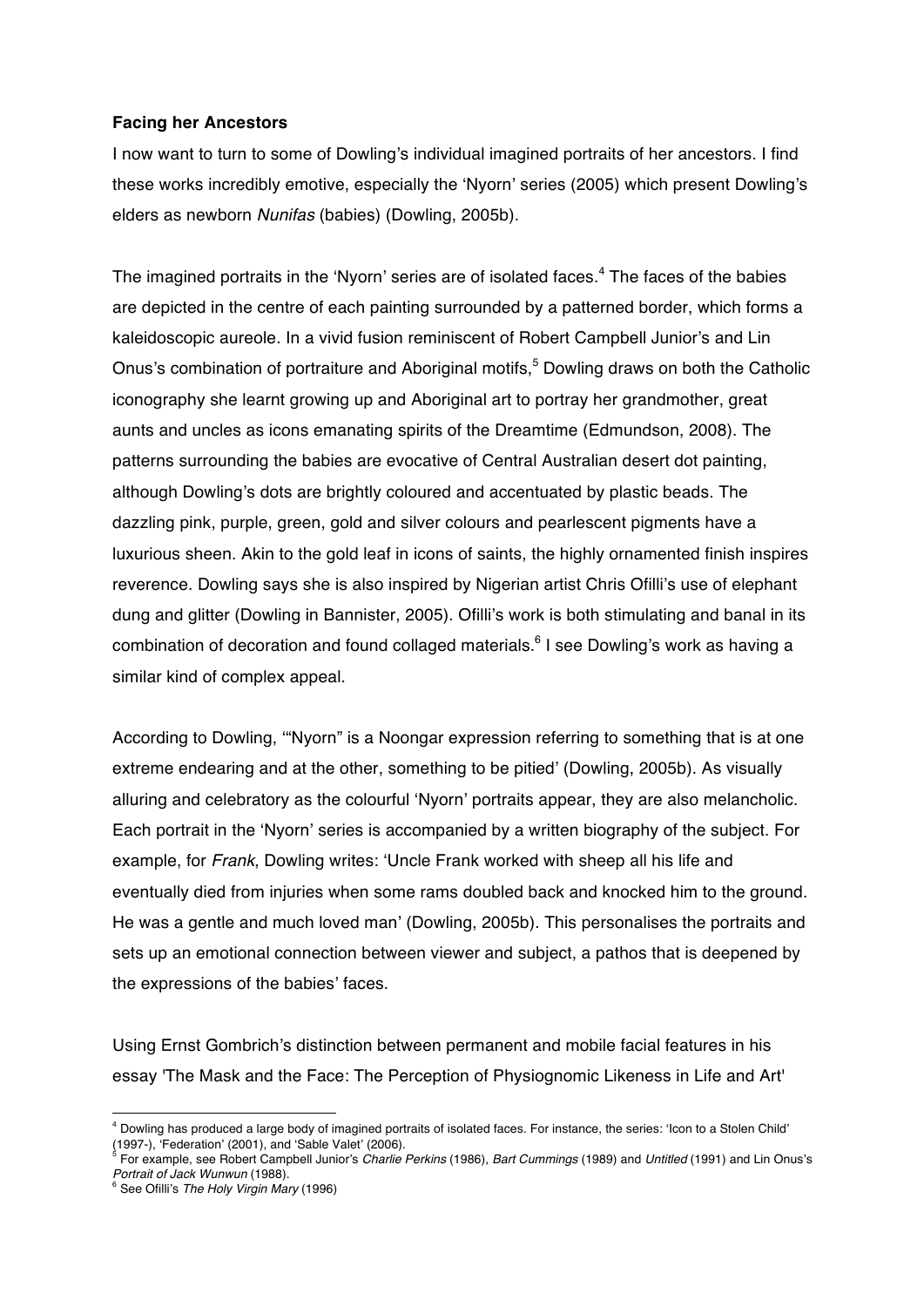**Facing her Ancestors**

I now want to turn to some of Dowling's individual imagined portraits of her ancestors. I find these works incredibly emotive, especially the 'Nyorn' series (2005) which present Dowling's elders as newborn *Nunifas* (babies) (Dowling, 2005b).

The imagined portraits in the 'Nyorn' series are of isolated faces.[4] The faces of the babies are depicted in the centre of each painting surrounded by a patterned border, which forms a kaleidoscopic aureole. In a vivid fusion reminiscent of Robert Campbell Junior's and Lin Onus's combination of portraiture and Aboriginal motifs,[5] Dowling draws on both the Catholic iconography she learnt growing up and Aboriginal art to portray her grandmother, great aunts and uncles as icons emanating spirits of the Dreamtime (Edmundson, 2008). The patterns surrounding the babies are evocative of Central Australian desert dot painting, although Dowling's dots are brightly coloured and accentuated by plastic beads. The dazzling pink, purple, green, gold and silver colours and pearlescent pigments have a luxurious sheen. Akin to the gold leaf in icons of saints, the highly ornamented finish inspires reverence. Dowling says she is also inspired by Nigerian artist Chris Ofilli's use of elephant dung and glitter (Dowling in Bannister, 2005). Ofilli's work is both stimulating and banal in its combination of decoration and found collaged materials.[6] I see Dowling's work as having a similar kind of complex appeal.

According to Dowling, '"Nyorn" is a Noongar expression referring to something that is at one extreme endearing and at the other, something to be pitied' (Dowling, 2005b). As visually alluring and celebratory as the colourful 'Nyorn' portraits appear, they are also melancholic. Each portrait in the 'Nyorn' series is accompanied by a written biography of the subject. For example, for *Frank*, Dowling writes: 'Uncle Frank worked with sheep all his life and eventually died from injuries when some rams doubled back and knocked him to the ground. He was a gentle and much loved man' (Dowling, 2005b). This personalises the portraits and sets up an emotional connection between viewer and subject, a pathos that is deepened by the expressions of the babies' faces.

Using Ernst Gombrich's distinction between permanent and mobile facial features in his essay 'The Mask and the Face: The Perception of Physiognomic Likeness in Life and Art'

---

[4] Dowling has produced a large body of imagined portraits of isolated faces. For instance, the series: 'Icon to a Stolen Child' (1997-), 'Federation' (2001), and 'Sable Valet' (2006).

[5] For example, see Robert Campbell Junior's *Charlie Perkins* (1986), *Bart Cummings* (1989) and *Untitled* (1991) and Lin Onus's *Portrait of Jack Wunwun* (1988).

[6] See Ofilli's *The Holy Virgin Mary* (1996)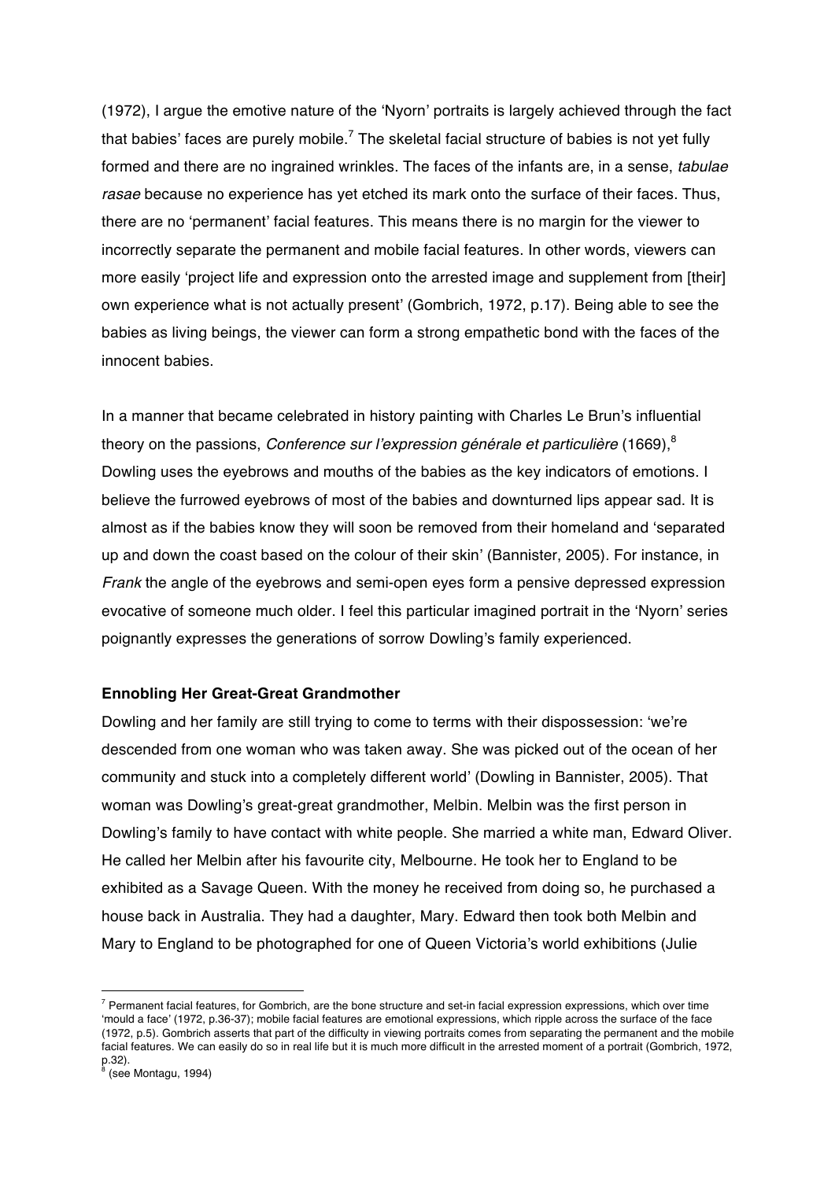(1972), I argue the emotive nature of the 'Nyorn' portraits is largely achieved through the fact that babies' faces are purely mobile.[7] The skeletal facial structure of babies is not yet fully formed and there are no ingrained wrinkles. The faces of the infants are, in a sense, *tabulae rasae* because no experience has yet etched its mark onto the surface of their faces. Thus, there are no 'permanent' facial features. This means there is no margin for the viewer to incorrectly separate the permanent and mobile facial features. In other words, viewers can more easily 'project life and expression onto the arrested image and supplement from [their] own experience what is not actually present' (Gombrich, 1972, p.17). Being able to see the babies as living beings, the viewer can form a strong empathetic bond with the faces of the innocent babies.

In a manner that became celebrated in history painting with Charles Le Brun's influential theory on the passions, *Conference sur l'expression générale et particulière* (1669),[8] Dowling uses the eyebrows and mouths of the babies as the key indicators of emotions. I believe the furrowed eyebrows of most of the babies and downturned lips appear sad. It is almost as if the babies know they will soon be removed from their homeland and 'separated up and down the coast based on the colour of their skin' (Bannister, 2005). For instance, in *Frank* the angle of the eyebrows and semi-open eyes form a pensive depressed expression evocative of someone much older. I feel this particular imagined portrait in the 'Nyorn' series poignantly expresses the generations of sorrow Dowling's family experienced.

**Ennobling Her Great-Great Grandmother**

Dowling and her family are still trying to come to terms with their dispossession: 'we're descended from one woman who was taken away. She was picked out of the ocean of her community and stuck into a completely different world' (Dowling in Bannister, 2005). That woman was Dowling's great-great grandmother, Melbin. Melbin was the first person in Dowling's family to have contact with white people. She married a white man, Edward Oliver. He called her Melbin after his favourite city, Melbourne. He took her to England to be exhibited as a Savage Queen. With the money he received from doing so, he purchased a house back in Australia. They had a daughter, Mary. Edward then took both Melbin and Mary to England to be photographed for one of Queen Victoria's world exhibitions (Julie

---

[7] Permanent facial features, for Gombrich, are the bone structure and set-in facial expression expressions, which over time 'mould a face' (1972, p.36-37); mobile facial features are emotional expressions, which ripple across the surface of the face (1972, p.5). Gombrich asserts that part of the difficulty in viewing portraits comes from separating the permanent and the mobile facial features. We can easily do so in real life but it is much more difficult in the arrested moment of a portrait (Gombrich, 1972, p.32).

[8] (see Montagu, 1994)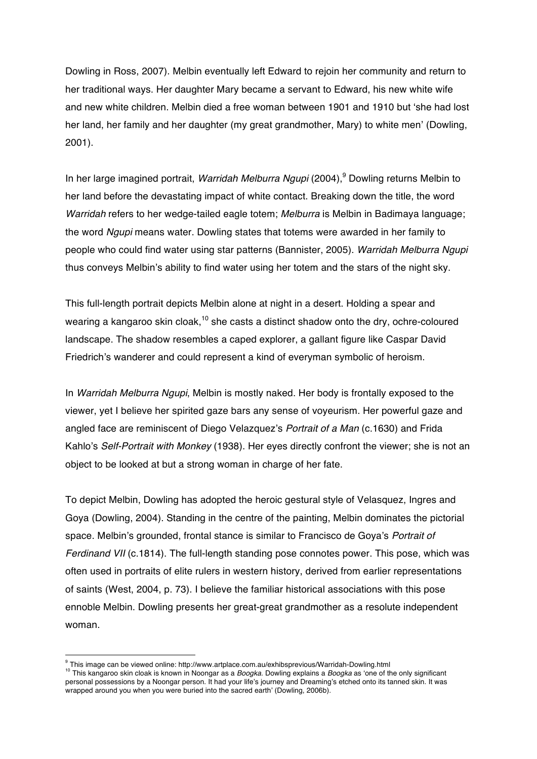Dowling in Ross, 2007). Melbin eventually left Edward to rejoin her community and return to her traditional ways. Her daughter Mary became a servant to Edward, his new white wife and new white children. Melbin died a free woman between 1901 and 1910 but 'she had lost her land, her family and her daughter (my great grandmother, Mary) to white men' (Dowling, 2001).

In her large imagined portrait, *Warridah Melburra Ngupi* (2004),[9] Dowling returns Melbin to her land before the devastating impact of white contact. Breaking down the title, the word *Warridah* refers to her wedge-tailed eagle totem; *Melburra* is Melbin in Badimaya language; the word *Ngupi* means water. Dowling states that totems were awarded in her family to people who could find water using star patterns (Bannister, 2005). *Warridah Melburra Ngupi* thus conveys Melbin's ability to find water using her totem and the stars of the night sky.

This full-length portrait depicts Melbin alone at night in a desert. Holding a spear and wearing a kangaroo skin cloak,[10] she casts a distinct shadow onto the dry, ochre-coloured landscape. The shadow resembles a caped explorer, a gallant figure like Caspar David Friedrich's wanderer and could represent a kind of everyman symbolic of heroism.

In *Warridah Melburra Ngupi*, Melbin is mostly naked. Her body is frontally exposed to the viewer, yet I believe her spirited gaze bars any sense of voyeurism. Her powerful gaze and angled face are reminiscent of Diego Velazquez's *Portrait of a Man* (c.1630) and Frida Kahlo's *Self-Portrait with Monkey* (1938). Her eyes directly confront the viewer; she is not an object to be looked at but a strong woman in charge of her fate.

To depict Melbin, Dowling has adopted the heroic gestural style of Velasquez, Ingres and Goya (Dowling, 2004). Standing in the centre of the painting, Melbin dominates the pictorial space. Melbin's grounded, frontal stance is similar to Francisco de Goya's *Portrait of Ferdinand VII* (c.1814). The full-length standing pose connotes power. This pose, which was often used in portraits of elite rulers in western history, derived from earlier representations of saints (West, 2004, p. 73). I believe the familiar historical associations with this pose ennoble Melbin. Dowling presents her great-great grandmother as a resolute independent woman.

---

[9] This image can be viewed online: http://www.artplace.com.au/exhibsprevious/Warridah-Dowling.html

[10] This kangaroo skin cloak is known in Noongar as a *Boogka*. Dowling explains a *Boogka* as 'one of the only significant personal possessions by a Noongar person. It had your life's journey and Dreaming's etched onto its tanned skin. It was wrapped around you when you were buried into the sacred earth' (Dowling, 2006b).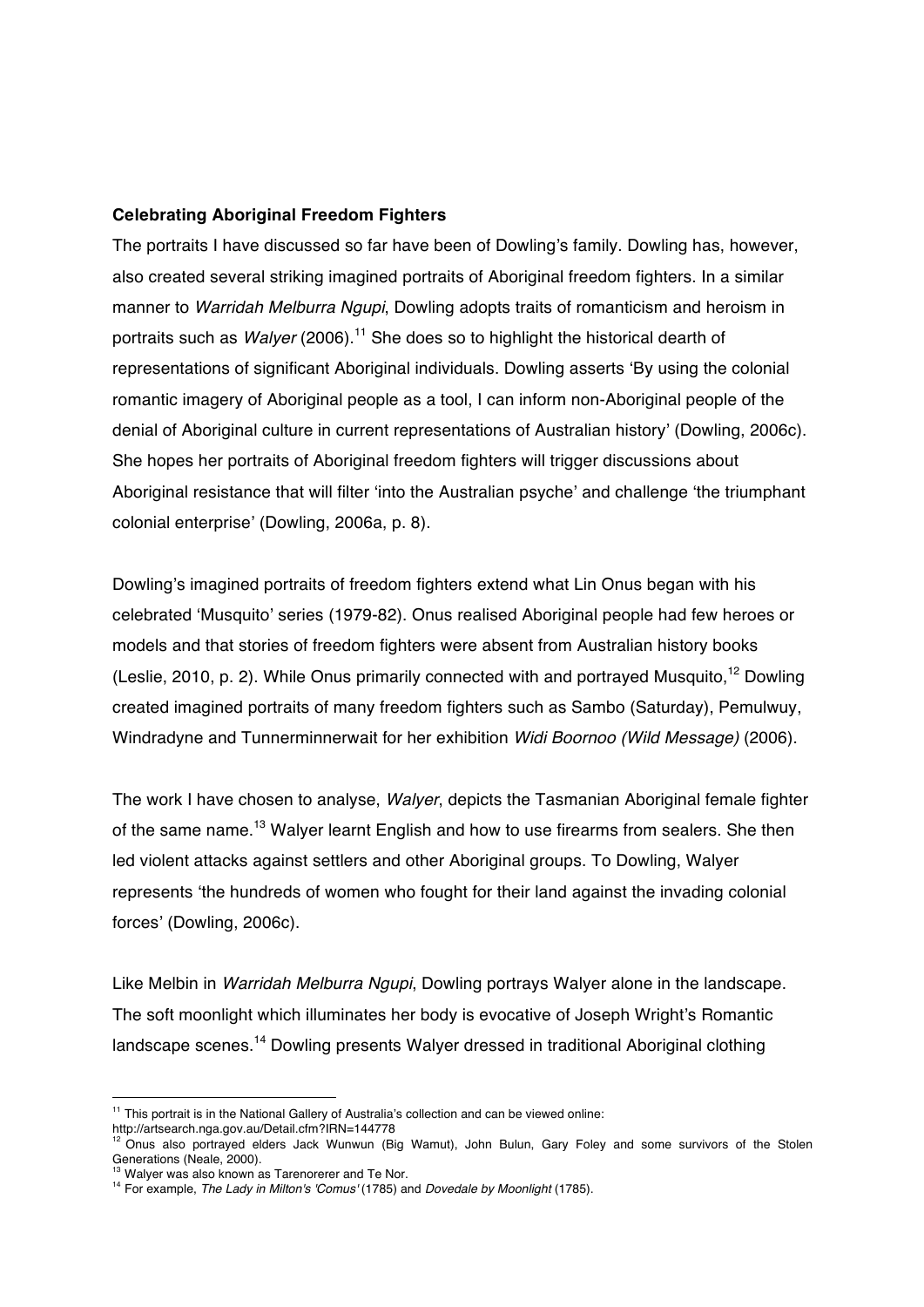**Celebrating Aboriginal Freedom Fighters**

The portraits I have discussed so far have been of Dowling's family. Dowling has, however, also created several striking imagined portraits of Aboriginal freedom fighters. In a similar manner to *Warridah Melburra Ngupi*, Dowling adopts traits of romanticism and heroism in portraits such as *Walyer* (2006).[11] She does so to highlight the historical dearth of representations of significant Aboriginal individuals. Dowling asserts 'By using the colonial romantic imagery of Aboriginal people as a tool, I can inform non-Aboriginal people of the denial of Aboriginal culture in current representations of Australian history' (Dowling, 2006c). She hopes her portraits of Aboriginal freedom fighters will trigger discussions about Aboriginal resistance that will filter 'into the Australian psyche' and challenge 'the triumphant colonial enterprise' (Dowling, 2006a, p. 8).

Dowling's imagined portraits of freedom fighters extend what Lin Onus began with his celebrated 'Musquito' series (1979-82). Onus realised Aboriginal people had few heroes or models and that stories of freedom fighters were absent from Australian history books (Leslie, 2010, p. 2). While Onus primarily connected with and portrayed Musquito,[12] Dowling created imagined portraits of many freedom fighters such as Sambo (Saturday), Pemulwuy, Windradyne and Tunnerminnerwait for her exhibition *Widi Boornoo (Wild Message)* (2006).

The work I have chosen to analyse, *Walyer*, depicts the Tasmanian Aboriginal female fighter of the same name.[13] Walyer learnt English and how to use firearms from sealers. She then led violent attacks against settlers and other Aboriginal groups. To Dowling, Walyer represents 'the hundreds of women who fought for their land against the invading colonial forces' (Dowling, 2006c).

Like Melbin in *Warridah Melburra Ngupi*, Dowling portrays Walyer alone in the landscape. The soft moonlight which illuminates her body is evocative of Joseph Wright's Romantic landscape scenes.[14] Dowling presents Walyer dressed in traditional Aboriginal clothing

---

[11] This portrait is in the National Gallery of Australia's collection and can be viewed online: http://artsearch.nga.gov.au/Detail.cfm?IRN=144778

[12] Onus also portrayed elders Jack Wunwun (Big Wamut), John Bulun, Gary Foley and some survivors of the Stolen Generations (Neale, 2000).

[13] Walyer was also known as Tarenorerer and Te Nor.

[14] For example, *The Lady in Milton's 'Comus'* (1785) and *Dovedale by Moonlight* (1785).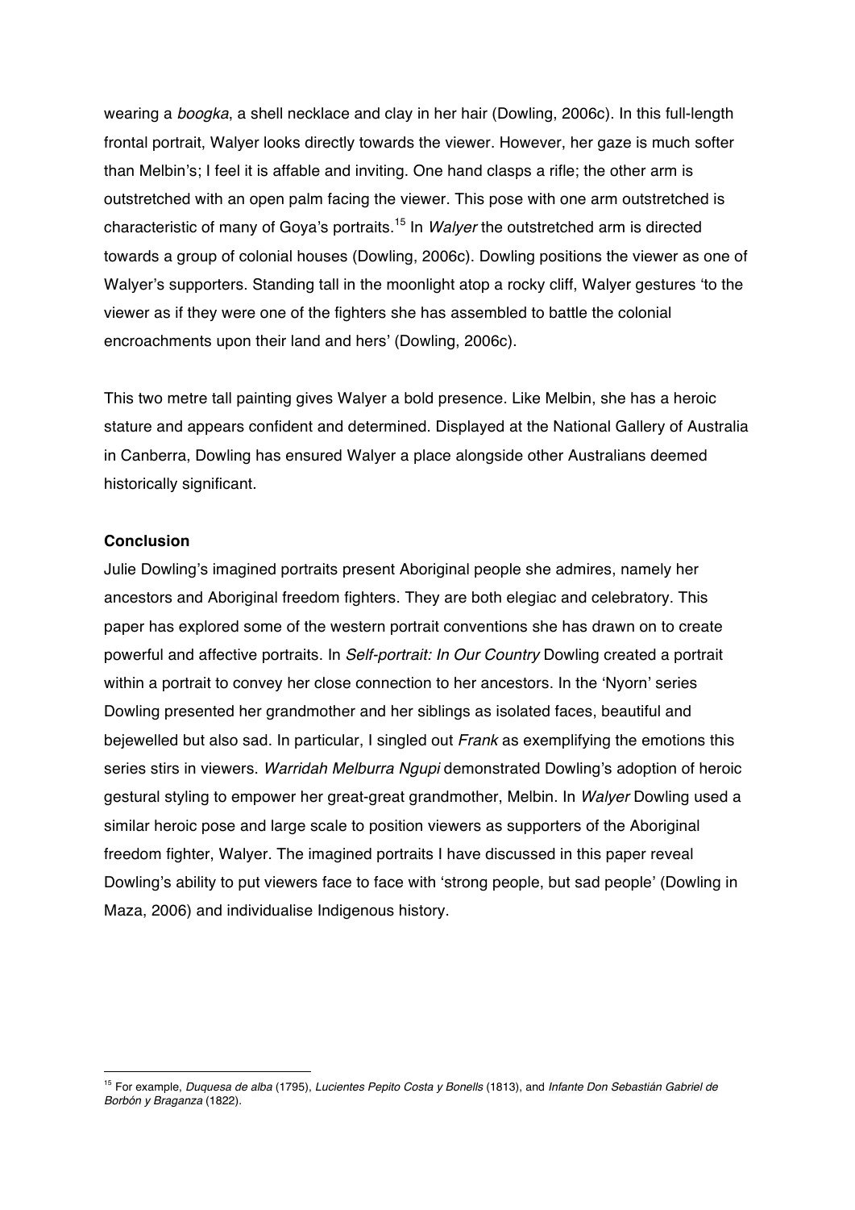wearing a *boogka*, a shell necklace and clay in her hair (Dowling, 2006c). In this full-length frontal portrait, Walyer looks directly towards the viewer. However, her gaze is much softer than Melbin's; I feel it is affable and inviting. One hand clasps a rifle; the other arm is outstretched with an open palm facing the viewer. This pose with one arm outstretched is characteristic of many of Goya's portraits.[15] In *Walyer* the outstretched arm is directed towards a group of colonial houses (Dowling, 2006c). Dowling positions the viewer as one of Walyer's supporters. Standing tall in the moonlight atop a rocky cliff, Walyer gestures 'to the viewer as if they were one of the fighters she has assembled to battle the colonial encroachments upon their land and hers' (Dowling, 2006c).

This two metre tall painting gives Walyer a bold presence. Like Melbin, she has a heroic stature and appears confident and determined. Displayed at the National Gallery of Australia in Canberra, Dowling has ensured Walyer a place alongside other Australians deemed historically significant.

**Conclusion**

Julie Dowling's imagined portraits present Aboriginal people she admires, namely her ancestors and Aboriginal freedom fighters. They are both elegiac and celebratory. This paper has explored some of the western portrait conventions she has drawn on to create powerful and affective portraits. In *Self-portrait: In Our Country* Dowling created a portrait within a portrait to convey her close connection to her ancestors. In the 'Nyorn' series Dowling presented her grandmother and her siblings as isolated faces, beautiful and bejewelled but also sad. In particular, I singled out *Frank* as exemplifying the emotions this series stirs in viewers. *Warridah Melburra Ngupi* demonstrated Dowling's adoption of heroic gestural styling to empower her great-great grandmother, Melbin. In *Walyer* Dowling used a similar heroic pose and large scale to position viewers as supporters of the Aboriginal freedom fighter, Walyer. The imagined portraits I have discussed in this paper reveal Dowling's ability to put viewers face to face with 'strong people, but sad people' (Dowling in Maza, 2006) and individualise Indigenous history.

[15] For example, *Duquesa de alba* (1795), *Lucientes Pepito Costa y Bonells* (1813), and *Infante Don Sebastián Gabriel de Borbón y Braganza* (1822).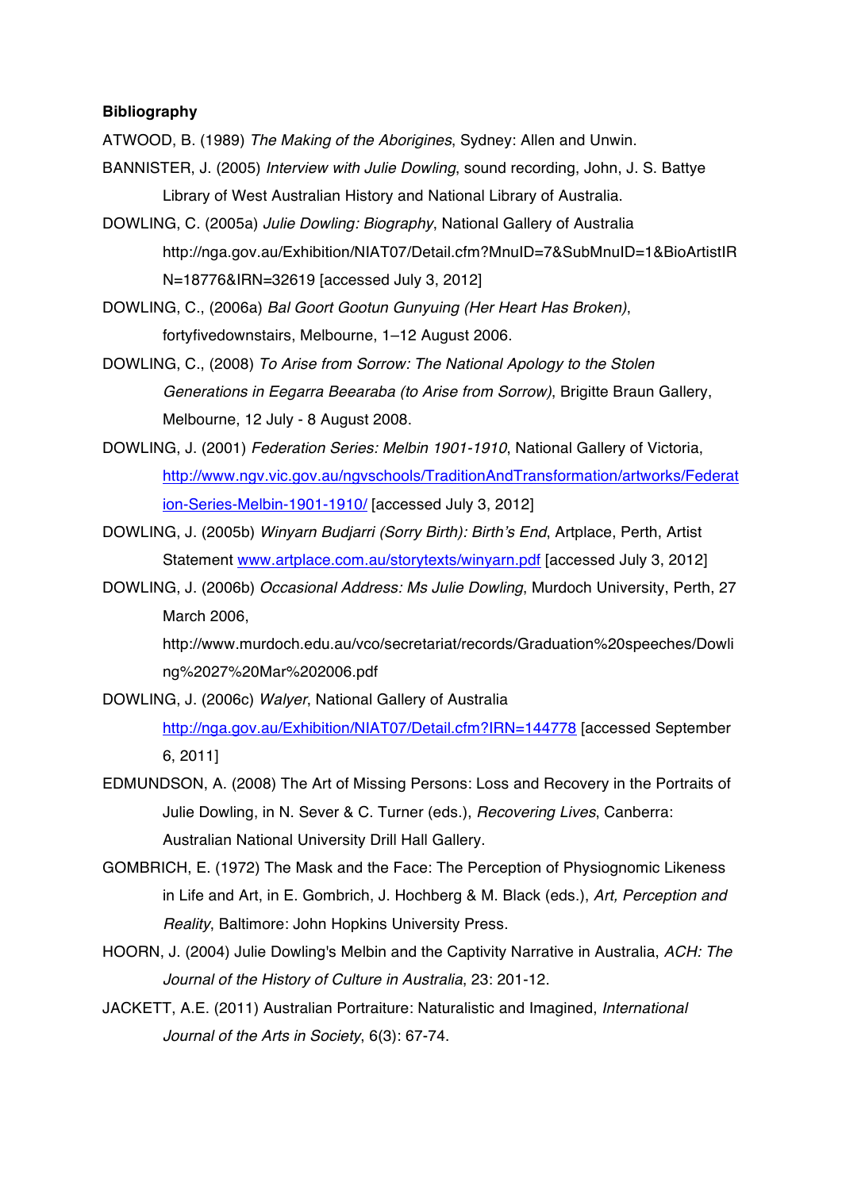**Bibliography**

ATWOOD, B. (1989) *The Making of the Aborigines*, Sydney: Allen and Unwin.

BANNISTER, J. (2005) *Interview with Julie Dowling*, sound recording, John, J. S. Battye Library of West Australian History and National Library of Australia.

DOWLING, C. (2005a) *Julie Dowling: Biography*, National Gallery of Australia http://nga.gov.au/Exhibition/NIAT07/Detail.cfm?MnuID=7&SubMnuID=1&BioArtistIRN=18776&IRN=32619 [accessed July 3, 2012]

DOWLING, C., (2006a) *Bal Goort Gootun Gunyuing (Her Heart Has Broken)*, fortyfivedownstairs, Melbourne, 1–12 August 2006.

DOWLING, C., (2008) *To Arise from Sorrow: The National Apology to the Stolen Generations in Eegarra Beearaba (to Arise from Sorrow)*, Brigitte Braun Gallery, Melbourne, 12 July - 8 August 2008.

DOWLING, J. (2001) *Federation Series: Melbin 1901-1910*, National Gallery of Victoria, http://www.ngv.vic.gov.au/ngvschools/TraditionAndTransformation/artworks/Federation-Series-Melbin-1901-1910/ [accessed July 3, 2012]

DOWLING, J. (2005b) *Winyarn Budjarri (Sorry Birth): Birth's End*, Artplace, Perth, Artist Statement www.artplace.com.au/storytexts/winyarn.pdf [accessed July 3, 2012]

DOWLING, J. (2006b) *Occasional Address: Ms Julie Dowling*, Murdoch University, Perth, 27 March 2006, http://www.murdoch.edu.au/vco/secretariat/records/Graduation%20speeches/Dowling%2027%20Mar%202006.pdf

DOWLING, J. (2006c) *Walyer*, National Gallery of Australia http://nga.gov.au/Exhibition/NIAT07/Detail.cfm?IRN=144778 [accessed September 6, 2011]

EDMUNDSON, A. (2008) The Art of Missing Persons: Loss and Recovery in the Portraits of Julie Dowling, in N. Sever & C. Turner (eds.), *Recovering Lives*, Canberra: Australian National University Drill Hall Gallery.

GOMBRICH, E. (1972) The Mask and the Face: The Perception of Physiognomic Likeness in Life and Art, in E. Gombrich, J. Hochberg & M. Black (eds.), *Art, Perception and Reality*, Baltimore: John Hopkins University Press.

HOORN, J. (2004) Julie Dowling's Melbin and the Captivity Narrative in Australia, *ACH: The Journal of the History of Culture in Australia*, 23: 201-12.

JACKETT, A.E. (2011) Australian Portraiture: Naturalistic and Imagined, *International Journal of the Arts in Society*, 6(3): 67-74.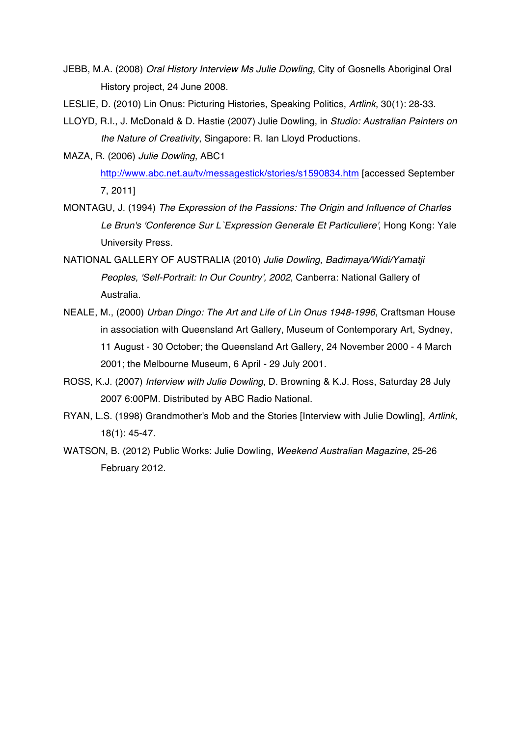JEBB, M.A. (2008) *Oral History Interview Ms Julie Dowling*, City of Gosnells Aboriginal Oral History project, 24 June 2008.

LESLIE, D. (2010) Lin Onus: Picturing Histories, Speaking Politics, *Artlink*, 30(1): 28-33.

LLOYD, R.I., J. McDonald & D. Hastie (2007) Julie Dowling, in *Studio: Australian Painters on the Nature of Creativity*, Singapore: R. Ian Lloyd Productions.

MAZA, R. (2006) *Julie Dowling*, ABC1 http://www.abc.net.au/tv/messagestick/stories/s1590834.htm [accessed September 7, 2011]

MONTAGU, J. (1994) *The Expression of the Passions: The Origin and Influence of Charles Le Brun's 'Conference Sur L`Expression Generale Et Particuliere'*, Hong Kong: Yale University Press.

NATIONAL GALLERY OF AUSTRALIA (2010) *Julie Dowling, Badimaya/Widi/Yamatji Peoples, 'Self-Portrait: In Our Country', 2002*, Canberra: National Gallery of Australia.

NEALE, M., (2000) *Urban Dingo: The Art and Life of Lin Onus 1948-1996*, Craftsman House in association with Queensland Art Gallery, Museum of Contemporary Art, Sydney, 11 August - 30 October; the Queensland Art Gallery, 24 November 2000 - 4 March 2001; the Melbourne Museum, 6 April - 29 July 2001.

ROSS, K.J. (2007) *Interview with Julie Dowling*, D. Browning & K.J. Ross, Saturday 28 July 2007 6:00PM. Distributed by ABC Radio National.

RYAN, L.S. (1998) Grandmother's Mob and the Stories [Interview with Julie Dowling], *Artlink*, 18(1): 45-47.

WATSON, B. (2012) Public Works: Julie Dowling, *Weekend Australian Magazine*, 25-26 February 2012.